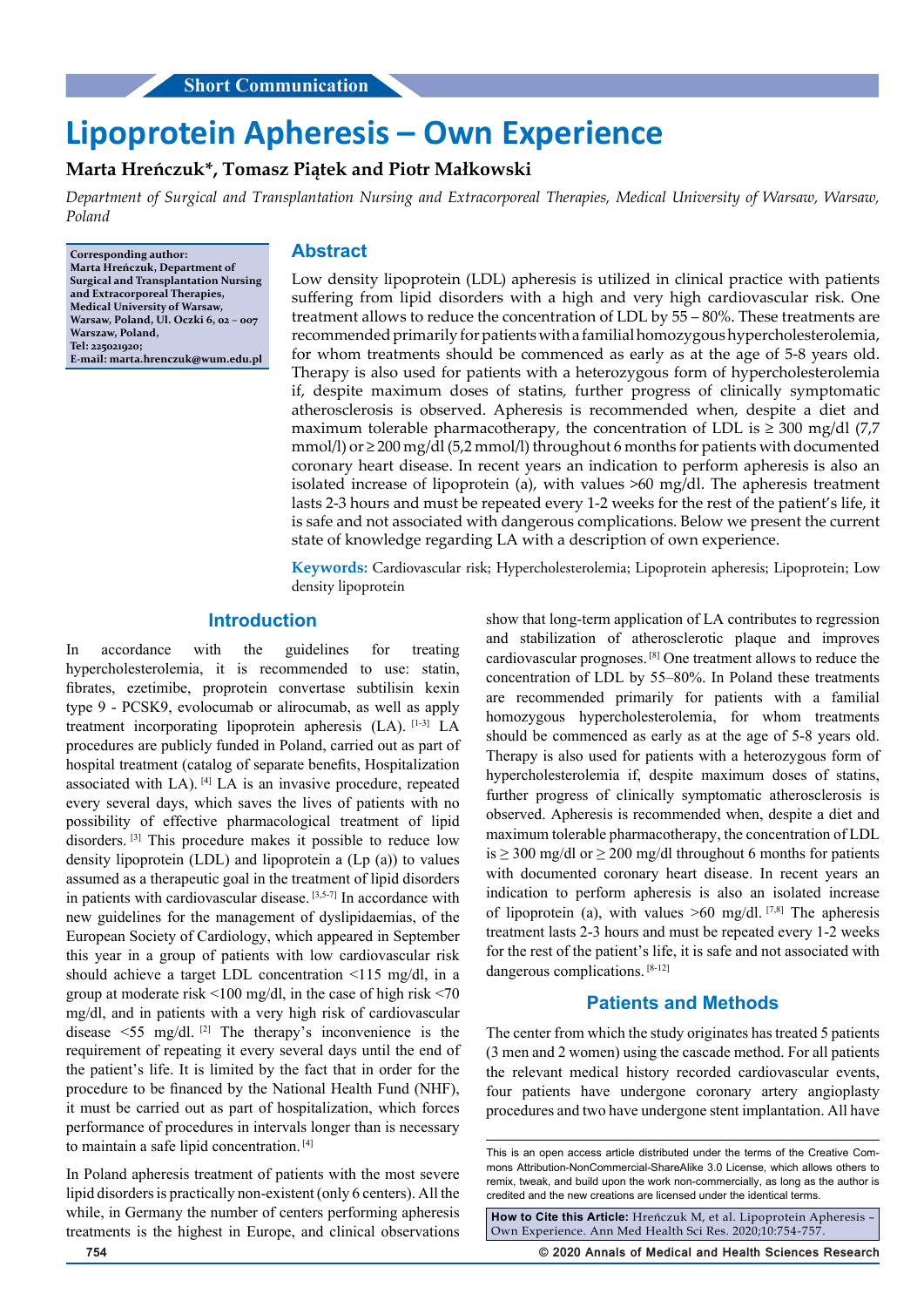Short Communication

# Lipoprotein Apheresis – Own Experience

**Marta Hreńczuk*, Tomasz Piątek and Piotr Małkowski**

*Department of Surgical and Transplantation Nursing and Extracorporeal Therapies, Medical University of Warsaw, Warsaw, Poland*

**Corresponding author:** Marta Hreńczuk, Department of Surgical and Transplantation Nursing and Extracorporeal Therapies, Medical University of Warsaw, Warsaw, Poland, Ul. Oczki 6, 02 – 007 Warszaw, Poland, Tel: 225021920; E-mail: marta.hrenczuk@wum.edu.pl

## Abstract

Low density lipoprotein (LDL) apheresis is utilized in clinical practice with patients suffering from lipid disorders with a high and very high cardiovascular risk. One treatment allows to reduce the concentration of LDL by 55 – 80%. These treatments are recommended primarily for patients with a familial homozygous hypercholesterolemia, for whom treatments should be commenced as early as at the age of 5-8 years old. Therapy is also used for patients with a heterozygous form of hypercholesterolemia if, despite maximum doses of statins, further progress of clinically symptomatic atherosclerosis is observed. Apheresis is recommended when, despite a diet and maximum tolerable pharmacotherapy, the concentration of LDL is ≥ 300 mg/dl (7,7 mmol/l) or ≥ 200 mg/dl (5,2 mmol/l) throughout 6 months for patients with documented coronary heart disease. In recent years an indication to perform apheresis is also an isolated increase of lipoprotein (a), with values >60 mg/dl. The apheresis treatment lasts 2-3 hours and must be repeated every 1-2 weeks for the rest of the patient's life, it is safe and not associated with dangerous complications. Below we present the current state of knowledge regarding LA with a description of own experience.

**Keywords:** Cardiovascular risk; Hypercholesterolemia; Lipoprotein apheresis; Lipoprotein; Low density lipoprotein

## Introduction

In accordance with the guidelines for treating hypercholesterolemia, it is recommended to use: statin, fibrates, ezetimibe, proprotein convertase subtilisin kexin type 9 - PCSK9, evolocumab or alirocumab, as well as apply treatment incorporating lipoprotein apheresis (LA). [1-3] LA procedures are publicly funded in Poland, carried out as part of hospital treatment (catalog of separate benefits, Hospitalization associated with LA). [4] LA is an invasive procedure, repeated every several days, which saves the lives of patients with no possibility of effective pharmacological treatment of lipid disorders. [3] This procedure makes it possible to reduce low density lipoprotein (LDL) and lipoprotein a (Lp (a)) to values assumed as a therapeutic goal in the treatment of lipid disorders in patients with cardiovascular disease. [3,5-7] In accordance with new guidelines for the management of dyslipidaemias, of the European Society of Cardiology, which appeared in September this year in a group of patients with low cardiovascular risk should achieve a target LDL concentration <115 mg/dl, in a group at moderate risk <100 mg/dl, in the case of high risk <70 mg/dl, and in patients with a very high risk of cardiovascular disease <55 mg/dl. [2] The therapy's inconvenience is the requirement of repeating it every several days until the end of the patient's life. It is limited by the fact that in order for the procedure to be financed by the National Health Fund (NHF), it must be carried out as part of hospitalization, which forces performance of procedures in intervals longer than is necessary to maintain a safe lipid concentration. [4]

In Poland apheresis treatment of patients with the most severe lipid disorders is practically non-existent (only 6 centers). All the while, in Germany the number of centers performing apheresis treatments is the highest in Europe, and clinical observations show that long-term application of LA contributes to regression and stabilization of atherosclerotic plaque and improves cardiovascular prognoses. [8] One treatment allows to reduce the concentration of LDL by 55–80%. In Poland these treatments are recommended primarily for patients with a familial homozygous hypercholesterolemia, for whom treatments should be commenced as early as at the age of 5-8 years old. Therapy is also used for patients with a heterozygous form of hypercholesterolemia if, despite maximum doses of statins, further progress of clinically symptomatic atherosclerosis is observed. Apheresis is recommended when, despite a diet and maximum tolerable pharmacotherapy, the concentration of LDL is ≥ 300 mg/dl or ≥ 200 mg/dl throughout 6 months for patients with documented coronary heart disease. In recent years an indication to perform apheresis is also an isolated increase of lipoprotein (a), with values >60 mg/dl. [7,8] The apheresis treatment lasts 2-3 hours and must be repeated every 1-2 weeks for the rest of the patient's life, it is safe and not associated with dangerous complications. [8-12]

## Patients and Methods

The center from which the study originates has treated 5 patients (3 men and 2 women) using the cascade method. For all patients the relevant medical history recorded cardiovascular events, four patients have undergone coronary artery angioplasty procedures and two have undergone stent implantation. All have

This is an open access article distributed under the terms of the Creative Commons Attribution-NonCommercial-ShareAlike 3.0 License, which allows others to remix, tweak, and build upon the work non-commercially, as long as the author is credited and the new creations are licensed under the identical terms.

**How to Cite this Article:** Hreńczuk M, et al. Lipoprotein Apheresis – Own Experience. Ann Med Health Sci Res. 2020;10:754-757.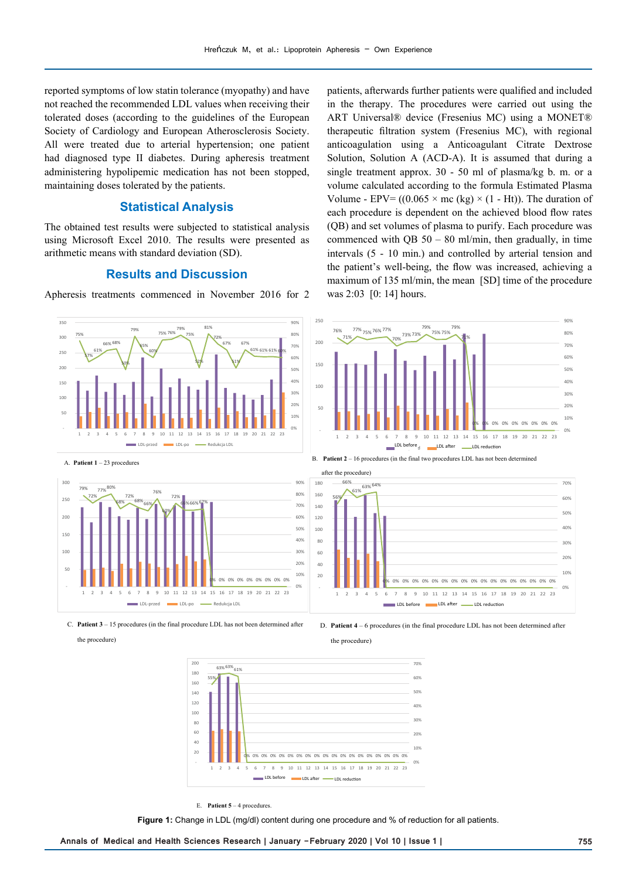reported symptoms of low statin tolerance (myopathy) and have not reached the recommended LDL values when receiving their tolerated doses (according to the guidelines of the European Society of Cardiology and European Atherosclerosis Society. All were treated due to arterial hypertension; one patient had diagnosed type II diabetes. During apheresis treatment administering hypolipemic medication has not been stopped, maintaining doses tolerated by the patients.

## Statistical Analysis

The obtained test results were subjected to statistical analysis using Microsoft Excel 2010. The results were presented as arithmetic means with standard deviation (SD).

## Results and Discussion

Apheresis treatments commenced in November 2016 for 2 patients, afterwards further patients were qualified and included in the therapy. The procedures were carried out using the ART Universal® device (Fresenius MC) using a MONET® therapeutic filtration system (Fresenius MC), with regional anticoagulation using a Anticoagulant Citrate Dextrose Solution, Solution A (ACD-A). It is assumed that during a single treatment approx. 30 - 50 ml of plasma/kg b. m. or a volume calculated according to the formula Estimated Plasma Volume - EPV= ((0.065 × mc (kg) × (1 - Ht)). The duration of each procedure is dependent on the achieved blood flow rates (QB) and set volumes of plasma to purify. Each procedure was commenced with QB 50 – 80 ml/min, then gradually, in time intervals (5 - 10 min.) and controlled by arterial tension and the patient's well-being, the flow was increased, achieving a maximum of 135 ml/min, the mean [SD] time of the procedure was 2:03 [0: 14] hours.

A. **Patient 1** – 23 procedures

B. **Patient 2** – 16 procedures (in the final two procedures LDL has not been determined after the procedure)

C. **Patient 3** – 15 procedures (in the final procedure LDL has not been determined after the procedure)

D. **Patient 4** – 6 procedures (in the final procedure LDL has not been determined after the procedure)

E. **Patient 5** – 4 procedures.

**Figure 1:** Change in LDL (mg/dl) content during one procedure and % of reduction for all patients.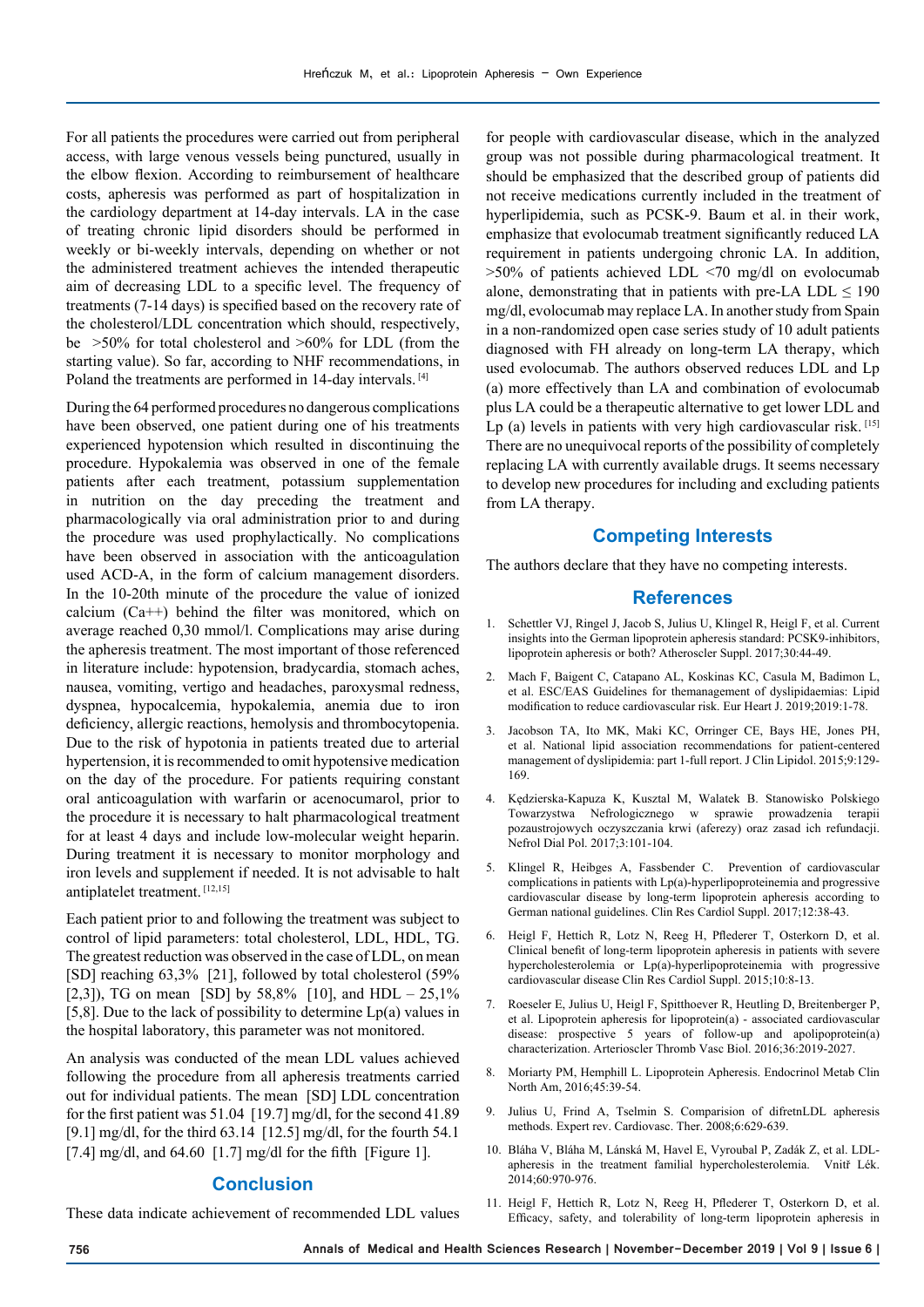For all patients the procedures were carried out from peripheral access, with large venous vessels being punctured, usually in the elbow flexion. According to reimbursement of healthcare costs, apheresis was performed as part of hospitalization in the cardiology department at 14-day intervals. LA in the case of treating chronic lipid disorders should be performed in weekly or bi-weekly intervals, depending on whether or not the administered treatment achieves the intended therapeutic aim of decreasing LDL to a specific level. The frequency of treatments (7-14 days) is specified based on the recovery rate of the cholesterol/LDL concentration which should, respectively, be >50% for total cholesterol and >60% for LDL (from the starting value). So far, according to NHF recommendations, in Poland the treatments are performed in 14-day intervals. [4]

During the 64 performed procedures no dangerous complications have been observed, one patient during one of his treatments experienced hypotension which resulted in discontinuing the procedure. Hypokalemia was observed in one of the female patients after each treatment, potassium supplementation in nutrition on the day preceding the treatment and pharmacologically via oral administration prior to and during the procedure was used prophylactically. No complications have been observed in association with the anticoagulation used ACD-A, in the form of calcium management disorders. In the 10-20th minute of the procedure the value of ionized calcium (Ca++) behind the filter was monitored, which on average reached 0,30 mmol/l. Complications may arise during the apheresis treatment. The most important of those referenced in literature include: hypotension, bradycardia, stomach aches, nausea, vomiting, vertigo and headaches, paroxysmal redness, dyspnea, hypocalcemia, hypokalemia, anemia due to iron deficiency, allergic reactions, hemolysis and thrombocytopenia. Due to the risk of hypotonia in patients treated due to arterial hypertension, it is recommended to omit hypotensive medication on the day of the procedure. For patients requiring constant oral anticoagulation with warfarin or acenocumarol, prior to the procedure it is necessary to halt pharmacological treatment for at least 4 days and include low-molecular weight heparin. During treatment it is necessary to monitor morphology and iron levels and supplement if needed. It is not advisable to halt antiplatelet treatment. [12,15]

Each patient prior to and following the treatment was subject to control of lipid parameters: total cholesterol, LDL, HDL, TG. The greatest reduction was observed in the case of LDL, on mean [SD] reaching 63,3% [21], followed by total cholesterol (59% [2,3]), TG on mean [SD] by 58,8% [10], and HDL – 25,1% [5,8]. Due to the lack of possibility to determine Lp(a) values in the hospital laboratory, this parameter was not monitored.

An analysis was conducted of the mean LDL values achieved following the procedure from all apheresis treatments carried out for individual patients. The mean [SD] LDL concentration for the first patient was 51.04 [19.7] mg/dl, for the second 41.89 [9.1] mg/dl, for the third 63.14 [12.5] mg/dl, for the fourth 54.1 [7.4] mg/dl, and 64.60 [1.7] mg/dl for the fifth [Figure 1].

## Conclusion

These data indicate achievement of recommended LDL values for people with cardiovascular disease, which in the analyzed group was not possible during pharmacological treatment. It should be emphasized that the described group of patients did not receive medications currently included in the treatment of hyperlipidemia, such as PCSK-9. Baum et al. in their work, emphasize that evolocumab treatment significantly reduced LA requirement in patients undergoing chronic LA. In addition, >50% of patients achieved LDL <70 mg/dl on evolocumab alone, demonstrating that in patients with pre-LA LDL ≤ 190 mg/dl, evolocumab may replace LA. In another study from Spain in a non-randomized open case series study of 10 adult patients diagnosed with FH already on long-term LA therapy, which used evolocumab. The authors observed reduces LDL and Lp (a) more effectively than LA and combination of evolocumab plus LA could be a therapeutic alternative to get lower LDL and Lp (a) levels in patients with very high cardiovascular risk. [15] There are no unequivocal reports of the possibility of completely replacing LA with currently available drugs. It seems necessary to develop new procedures for including and excluding patients from LA therapy.

## Competing Interests

The authors declare that they have no competing interests.

## References

1. Schettler VJ, Ringel J, Jacob S, Julius U, Klingel R, Heigl F, et al. Current insights into the German lipoprotein apheresis standard: PCSK9-inhibitors, lipoprotein apheresis or both? Atheroscler Suppl. 2017;30:44-49.
2. Mach F, Baigent C, Catapano AL, Koskinas KC, Casula M, Badimon L, et al. ESC/EAS Guidelines for themanagement of dyslipidaemias: Lipid modification to reduce cardiovascular risk. Eur Heart J. 2019;2019:1-78.
3. Jacobson TA, Ito MK, Maki KC, Orringer CE, Bays HE, Jones PH, et al. National lipid association recommendations for patient-centered management of dyslipidemia: part 1-full report. J Clin Lipidol. 2015;9:129-169.
4. Kędzierska-Kapuza K, Kusztal M, Walatek B. Stanowisko Polskiego Towarzystwa Nefrologicznego w sprawie prowadzenia terapii pozaustrojowych oczyszczania krwi (aferezy) oraz zasad ich refundacji. Nefrol Dial Pol. 2017;3:101-104.
5. Klingel R, Heibges A, Fassbender C. Prevention of cardiovascular complications in patients with Lp(a)-hyperlipoproteinemia and progressive cardiovascular disease by long-term lipoprotein apheresis according to German national guidelines. Clin Res Cardiol Suppl. 2017;12:38-43.
6. Heigl F, Hettich R, Lotz N, Reeg H, Pflederer T, Osterkorn D, et al. Clinical benefit of long-term lipoprotein apheresis in patients with severe hypercholesterolemia or Lp(a)-hyperlipoproteinemia with progressive cardiovascular disease Clin Res Cardiol Suppl. 2015;10:8-13.
7. Roeseler E, Julius U, Heigl F, Spitthoever R, Heutling D, Breitenberger P, et al. Lipoprotein apheresis for lipoprotein(a) - associated cardiovascular disease: prospective 5 years of follow-up and apolipoprotein(a) characterization. Arterioscler Thromb Vasc Biol. 2016;36:2019-2027.
8. Moriarty PM, Hemphill L. Lipoprotein Apheresis. Endocrinol Metab Clin North Am, 2016;45:39-54.
9. Julius U, Frind A, Tselmin S. Comparision of difretnLDL apheresis methods. Expert rev. Cardiovasc. Ther. 2008;6:629-639.
10. Bláha V, Bláha M, Lánská M, Havel E, Vyroubal P, Zadák Z, et al. LDL-apheresis in the treatment familial hypercholesterolemia. Vnitř Lék. 2014;60:970-976.
11. Heigl F, Hettich R, Lotz N, Reeg H, Pflederer T, Osterkorn D, et al. Efficacy, safety, and tolerability of long-term lipoprotein apheresis in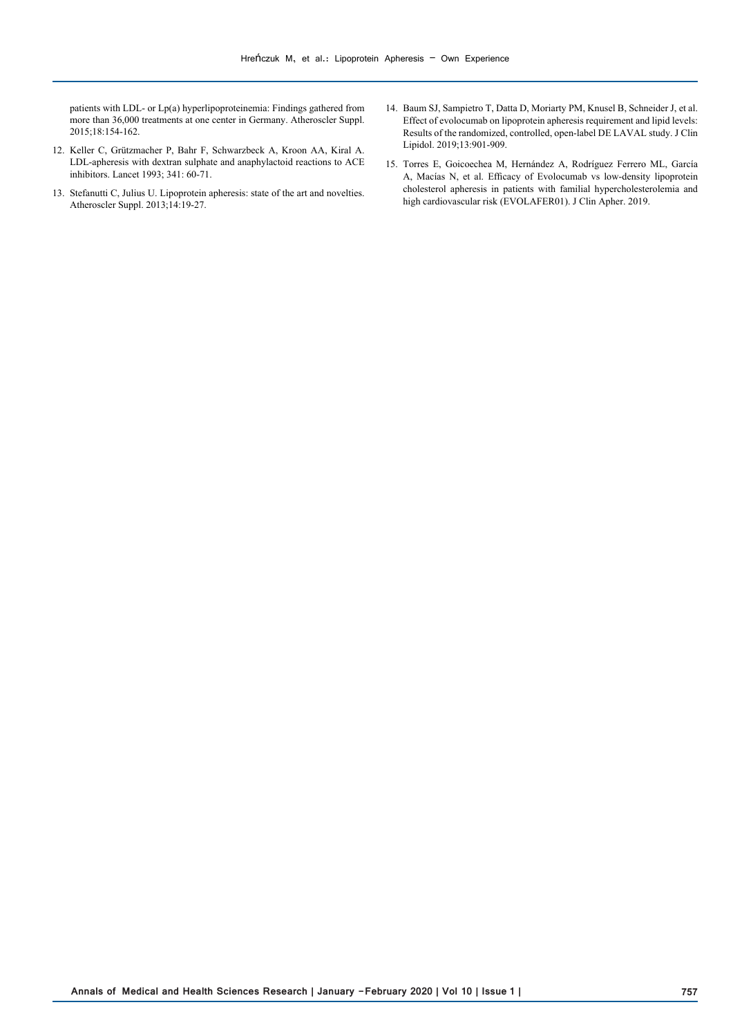patients with LDL- or Lp(a) hyperlipoproteinemia: Findings gathered from more than 36,000 treatments at one center in Germany. Atheroscler Suppl. 2015;18:154-162.

12. Keller C, Grützmacher P, Bahr F, Schwarzbeck A, Kroon AA, Kiral A. LDL-apheresis with dextran sulphate and anaphylactoid reactions to ACE inhibitors. Lancet 1993; 341: 60-71.

13. Stefanutti C, Julius U. Lipoprotein apheresis: state of the art and novelties. Atheroscler Suppl. 2013;14:19-27.

14. Baum SJ, Sampietro T, Datta D, Moriarty PM, Knusel B, Schneider J, et al. Effect of evolocumab on lipoprotein apheresis requirement and lipid levels: Results of the randomized, controlled, open-label DE LAVAL study. J Clin Lipidol. 2019;13:901-909.

15. Torres E, Goicoechea M, Hernández A, Rodríguez Ferrero ML, García A, Macías N, et al. Efficacy of Evolocumab vs low-density lipoprotein cholesterol apheresis in patients with familial hypercholesterolemia and high cardiovascular risk (EVOLAFER01). J Clin Apher. 2019.